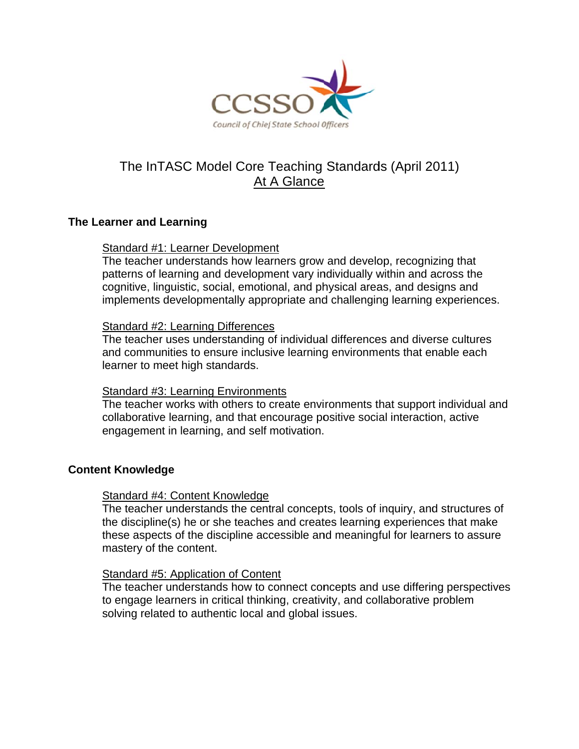CCSSO

Council of Chief State School Officers

# The InTASC Model Core Teaching Standards (April 2011)
## At A Glance

### The Learner and Learning

Standard #1: Learner Development
The teacher understands how learners grow and develop, recognizing that patterns of learning and development vary individually within and across the cognitive, linguistic, social, emotional, and physical areas, and designs and implements developmentally appropriate and challenging learning experiences.

Standard #2: Learning Differences
The teacher uses understanding of individual differences and diverse cultures and communities to ensure inclusive learning environments that enable each learner to meet high standards.

Standard #3: Learning Environments
The teacher works with others to create environments that support individual and collaborative learning, and that encourage positive social interaction, active engagement in learning, and self motivation.

### Content Knowledge

Standard #4: Content Knowledge
The teacher understands the central concepts, tools of inquiry, and structures of the discipline(s) he or she teaches and creates learning experiences that make these aspects of the discipline accessible and meaningful for learners to assure mastery of the content.

Standard #5: Application of Content
The teacher understands how to connect concepts and use differing perspectives to engage learners in critical thinking, creativity, and collaborative problem solving related to authentic local and global issues.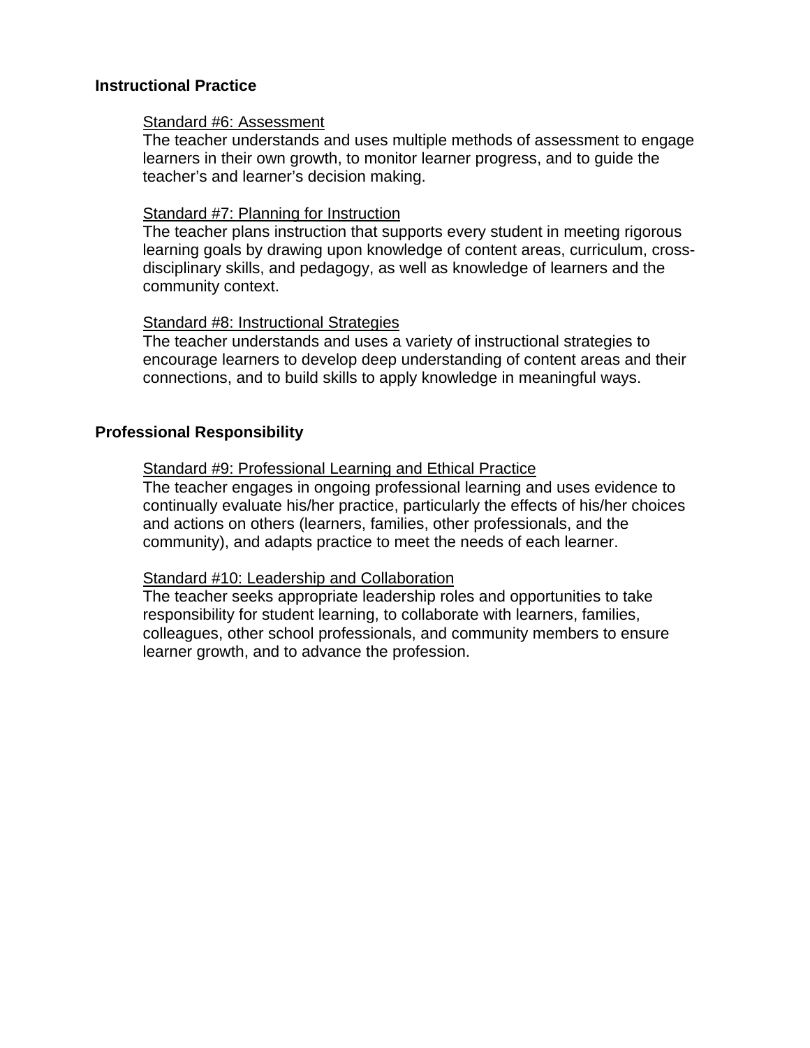**Instructional Practice**

Standard #6: Assessment
The teacher understands and uses multiple methods of assessment to engage learners in their own growth, to monitor learner progress, and to guide the teacher's and learner's decision making.

Standard #7: Planning for Instruction
The teacher plans instruction that supports every student in meeting rigorous learning goals by drawing upon knowledge of content areas, curriculum, cross-disciplinary skills, and pedagogy, as well as knowledge of learners and the community context.

Standard #8: Instructional Strategies
The teacher understands and uses a variety of instructional strategies to encourage learners to develop deep understanding of content areas and their connections, and to build skills to apply knowledge in meaningful ways.

**Professional Responsibility**

Standard #9: Professional Learning and Ethical Practice
The teacher engages in ongoing professional learning and uses evidence to continually evaluate his/her practice, particularly the effects of his/her choices and actions on others (learners, families, other professionals, and the community), and adapts practice to meet the needs of each learner.

Standard #10: Leadership and Collaboration
The teacher seeks appropriate leadership roles and opportunities to take responsibility for student learning, to collaborate with learners, families, colleagues, other school professionals, and community members to ensure learner growth, and to advance the profession.